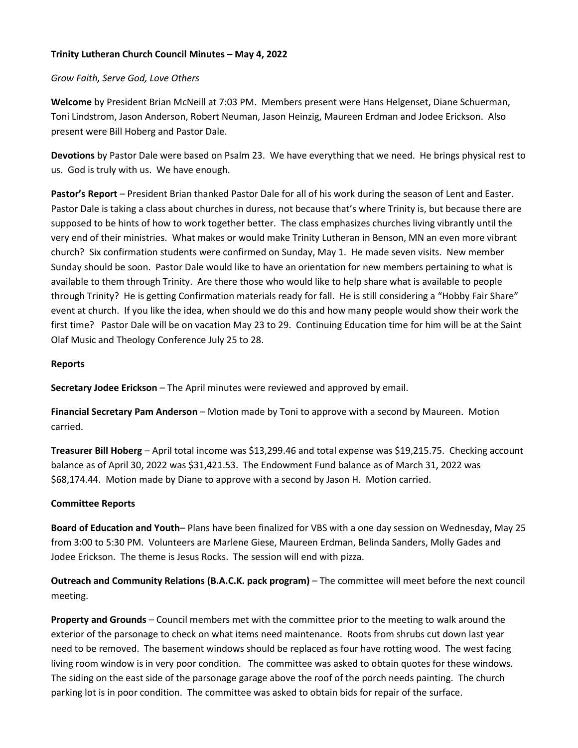**Trinity Lutheran Church Council Minutes – May 4, 2022**

*Grow Faith, Serve God, Love Others*

**Welcome** by President Brian McNeill at 7:03 PM. Members present were Hans Helgenset, Diane Schuerman, Toni Lindstrom, Jason Anderson, Robert Neuman, Jason Heinzig, Maureen Erdman and Jodee Erickson. Also present were Bill Hoberg and Pastor Dale.

**Devotions** by Pastor Dale were based on Psalm 23. We have everything that we need. He brings physical rest to us. God is truly with us. We have enough.

**Pastor's Report** – President Brian thanked Pastor Dale for all of his work during the season of Lent and Easter. Pastor Dale is taking a class about churches in duress, not because that's where Trinity is, but because there are supposed to be hints of how to work together better. The class emphasizes churches living vibrantly until the very end of their ministries. What makes or would make Trinity Lutheran in Benson, MN an even more vibrant church? Six confirmation students were confirmed on Sunday, May 1. He made seven visits. New member Sunday should be soon. Pastor Dale would like to have an orientation for new members pertaining to what is available to them through Trinity. Are there those who would like to help share what is available to people through Trinity? He is getting Confirmation materials ready for fall. He is still considering a "Hobby Fair Share" event at church. If you like the idea, when should we do this and how many people would show their work the first time? Pastor Dale will be on vacation May 23 to 29. Continuing Education time for him will be at the Saint Olaf Music and Theology Conference July 25 to 28.

**Reports**

**Secretary Jodee Erickson** – The April minutes were reviewed and approved by email.

**Financial Secretary Pam Anderson** – Motion made by Toni to approve with a second by Maureen. Motion carried.

**Treasurer Bill Hoberg** – April total income was $13,299.46 and total expense was $19,215.75. Checking account balance as of April 30, 2022 was $31,421.53. The Endowment Fund balance as of March 31, 2022 was $68,174.44. Motion made by Diane to approve with a second by Jason H. Motion carried.

**Committee Reports**

**Board of Education and Youth**– Plans have been finalized for VBS with a one day session on Wednesday, May 25 from 3:00 to 5:30 PM. Volunteers are Marlene Giese, Maureen Erdman, Belinda Sanders, Molly Gades and Jodee Erickson. The theme is Jesus Rocks. The session will end with pizza.

**Outreach and Community Relations (B.A.C.K. pack program)** – The committee will meet before the next council meeting.

**Property and Grounds** – Council members met with the committee prior to the meeting to walk around the exterior of the parsonage to check on what items need maintenance. Roots from shrubs cut down last year need to be removed. The basement windows should be replaced as four have rotting wood. The west facing living room window is in very poor condition. The committee was asked to obtain quotes for these windows. The siding on the east side of the parsonage garage above the roof of the porch needs painting. The church parking lot is in poor condition. The committee was asked to obtain bids for repair of the surface.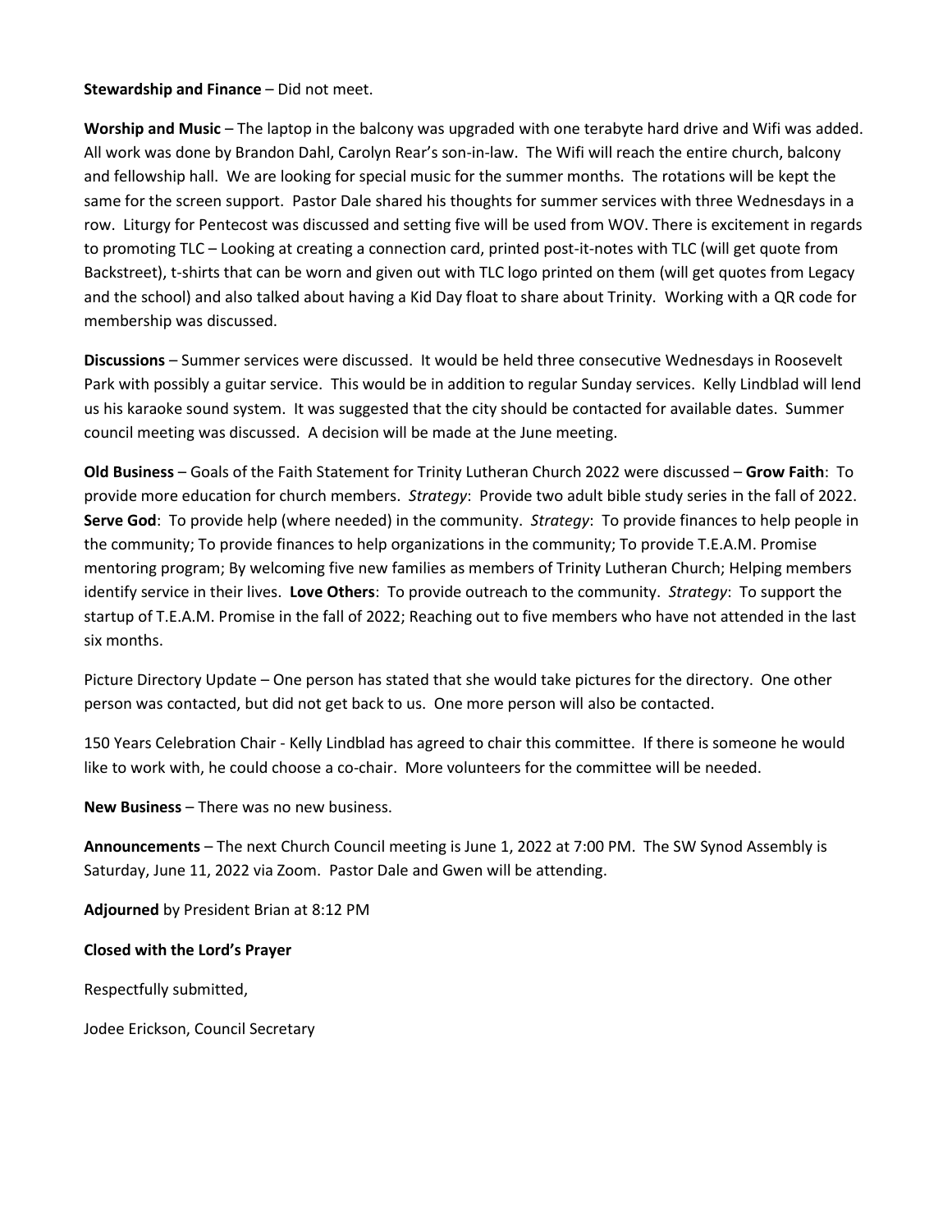**Stewardship and Finance** – Did not meet.

**Worship and Music** – The laptop in the balcony was upgraded with one terabyte hard drive and Wifi was added. All work was done by Brandon Dahl, Carolyn Rear's son-in-law. The Wifi will reach the entire church, balcony and fellowship hall. We are looking for special music for the summer months. The rotations will be kept the same for the screen support. Pastor Dale shared his thoughts for summer services with three Wednesdays in a row. Liturgy for Pentecost was discussed and setting five will be used from WOV. There is excitement in regards to promoting TLC – Looking at creating a connection card, printed post-it-notes with TLC (will get quote from Backstreet), t-shirts that can be worn and given out with TLC logo printed on them (will get quotes from Legacy and the school) and also talked about having a Kid Day float to share about Trinity. Working with a QR code for membership was discussed.

**Discussions** – Summer services were discussed. It would be held three consecutive Wednesdays in Roosevelt Park with possibly a guitar service. This would be in addition to regular Sunday services. Kelly Lindblad will lend us his karaoke sound system. It was suggested that the city should be contacted for available dates. Summer council meeting was discussed. A decision will be made at the June meeting.

**Old Business** – Goals of the Faith Statement for Trinity Lutheran Church 2022 were discussed – **Grow Faith**: To provide more education for church members. *Strategy*: Provide two adult bible study series in the fall of 2022. **Serve God**: To provide help (where needed) in the community. *Strategy*: To provide finances to help people in the community; To provide finances to help organizations in the community; To provide T.E.A.M. Promise mentoring program; By welcoming five new families as members of Trinity Lutheran Church; Helping members identify service in their lives. **Love Others**: To provide outreach to the community. *Strategy*: To support the startup of T.E.A.M. Promise in the fall of 2022; Reaching out to five members who have not attended in the last six months.

Picture Directory Update – One person has stated that she would take pictures for the directory. One other person was contacted, but did not get back to us. One more person will also be contacted.

150 Years Celebration Chair - Kelly Lindblad has agreed to chair this committee. If there is someone he would like to work with, he could choose a co-chair. More volunteers for the committee will be needed.

**New Business** – There was no new business.

**Announcements** – The next Church Council meeting is June 1, 2022 at 7:00 PM. The SW Synod Assembly is Saturday, June 11, 2022 via Zoom. Pastor Dale and Gwen will be attending.

**Adjourned** by President Brian at 8:12 PM

**Closed with the Lord's Prayer**

Respectfully submitted,

Jodee Erickson, Council Secretary